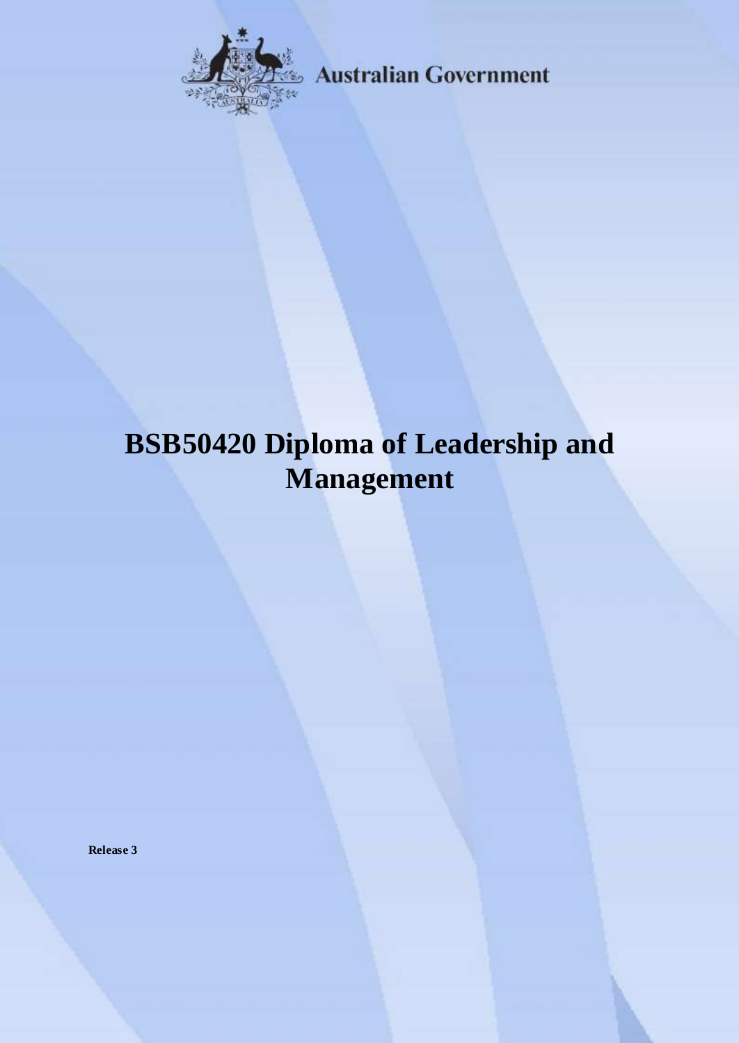Australian Government

# BSB50420 Diploma of Leadership and Management

**Release 3**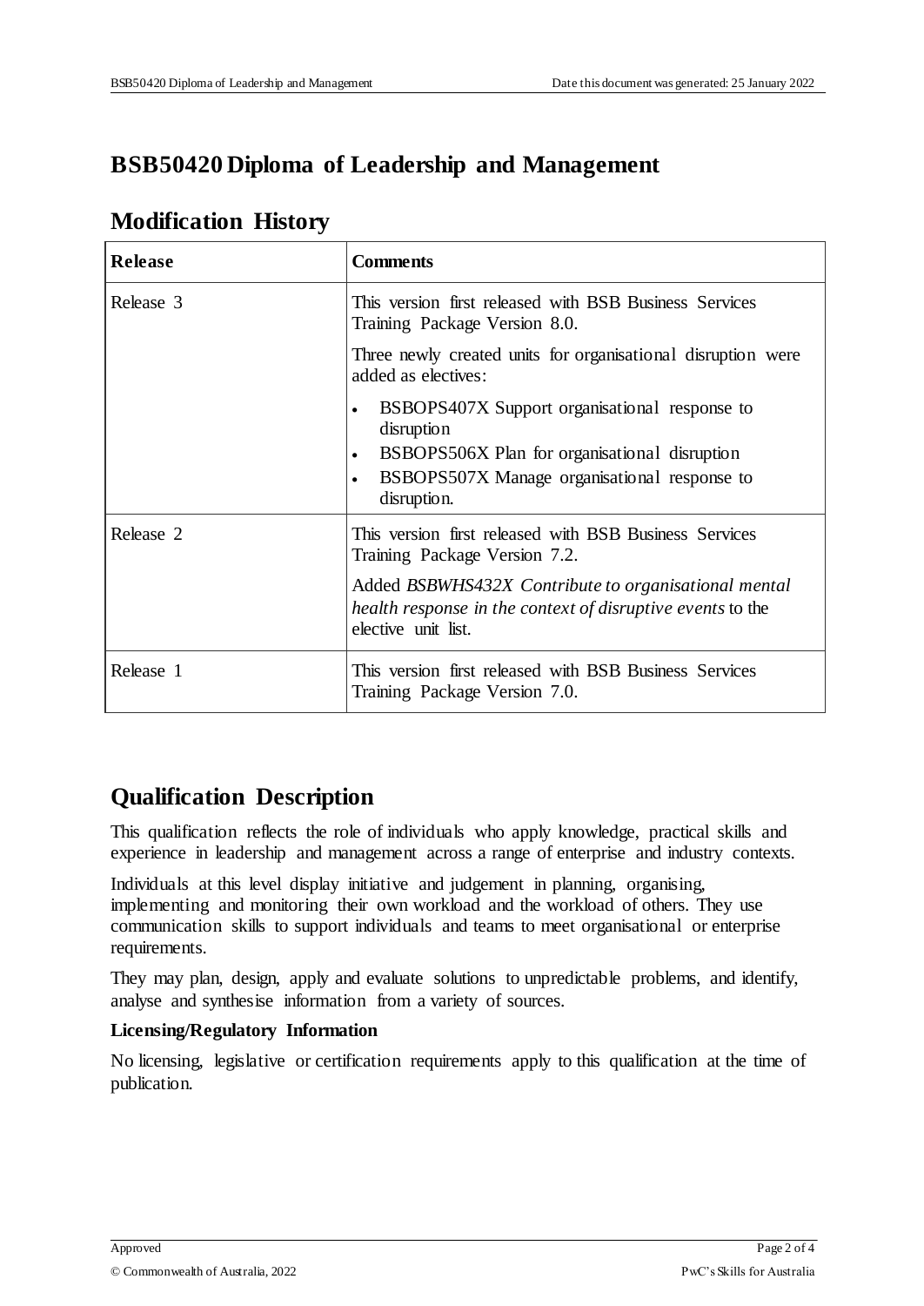# BSB50420 Diploma of Leadership and Management

## Modification History

| Release | Comments |
|---|---|
| Release 3 | This version first released with BSB Business Services Training Package Version 8.0.<br><br>Three newly created units for organisational disruption were added as electives:<br><br>• BSBOPS407X Support organisational response to disruption<br>• BSBOPS506X Plan for organisational disruption<br>• BSBOPS507X Manage organisational response to disruption. |
| Release 2 | This version first released with BSB Business Services Training Package Version 7.2.<br><br>Added *BSBWHS432X Contribute to organisational mental health response in the context of disruptive events* to the elective unit list. |
| Release 1 | This version first released with BSB Business Services Training Package Version 7.0. |

## Qualification Description

This qualification reflects the role of individuals who apply knowledge, practical skills and experience in leadership and management across a range of enterprise and industry contexts.

Individuals at this level display initiative and judgement in planning, organising, implementing and monitoring their own workload and the workload of others. They use communication skills to support individuals and teams to meet organisational or enterprise requirements.

They may plan, design, apply and evaluate solutions to unpredictable problems, and identify, analyse and synthesise information from a variety of sources.

**Licensing/Regulatory Information**

No licensing, legislative or certification requirements apply to this qualification at the time of publication.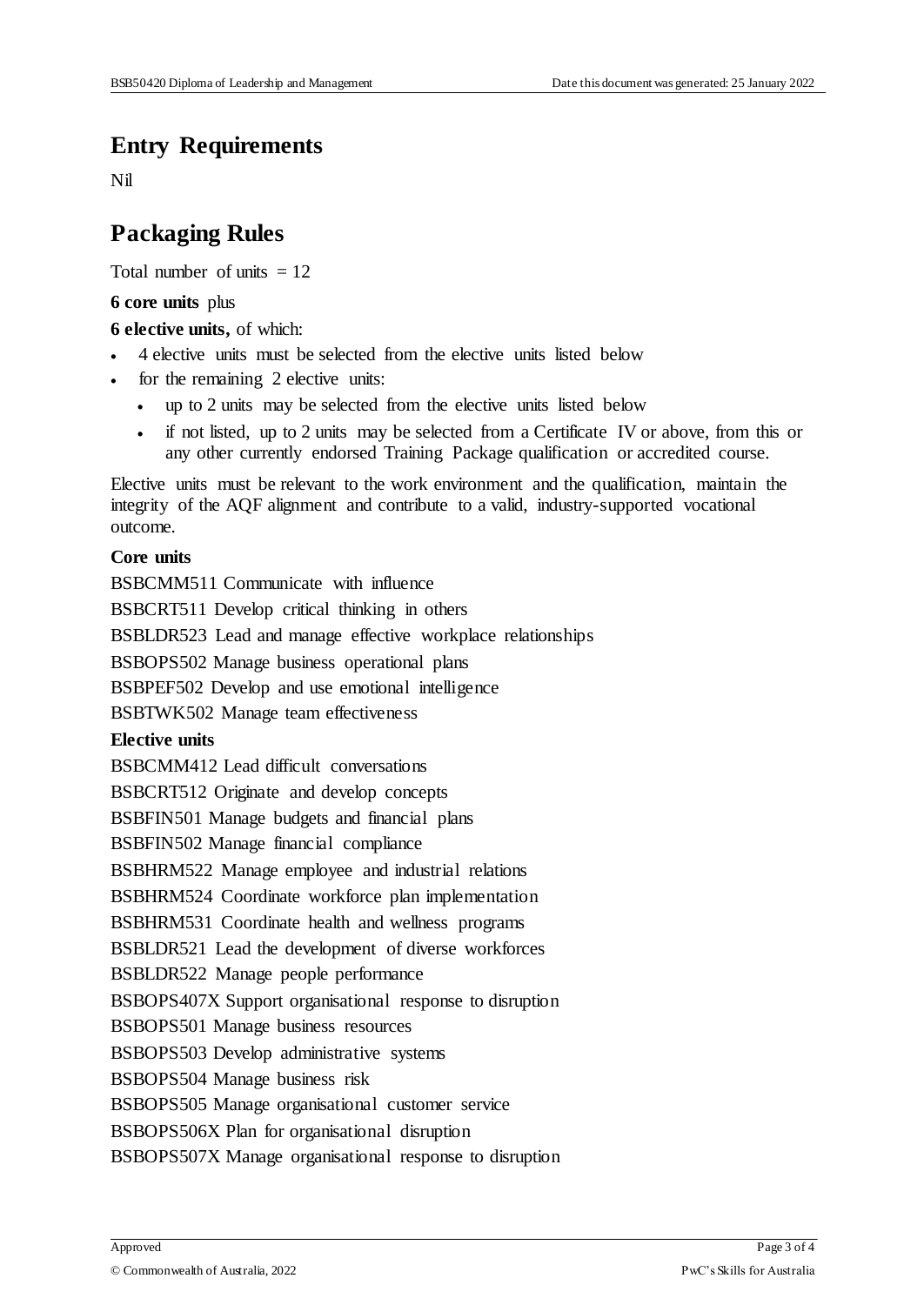## Entry Requirements

Nil

## Packaging Rules

Total number of units = 12

**6 core units** plus

**6 elective units,** of which:

- 4 elective units must be selected from the elective units listed below
- for the remaining 2 elective units:
  - up to 2 units may be selected from the elective units listed below
  - if not listed, up to 2 units may be selected from a Certificate IV or above, from this or any other currently endorsed Training Package qualification or accredited course.

Elective units must be relevant to the work environment and the qualification, maintain the integrity of the AQF alignment and contribute to a valid, industry-supported vocational outcome.

**Core units**

BSBCMM511 Communicate with influence

BSBCRT511 Develop critical thinking in others

BSBLDR523 Lead and manage effective workplace relationships

BSBOPS502 Manage business operational plans

BSBPEF502 Develop and use emotional intelligence

BSBTWK502 Manage team effectiveness

**Elective units**

BSBCMM412 Lead difficult conversations

BSBCRT512 Originate and develop concepts

BSBFIN501 Manage budgets and financial plans

BSBFIN502 Manage financial compliance

BSBHRM522 Manage employee and industrial relations

BSBHRM524 Coordinate workforce plan implementation

BSBHRM531 Coordinate health and wellness programs

BSBLDR521 Lead the development of diverse workforces

BSBLDR522 Manage people performance

BSBOPS407X Support organisational response to disruption

BSBOPS501 Manage business resources

BSBOPS503 Develop administrative systems

BSBOPS504 Manage business risk

BSBOPS505 Manage organisational customer service

BSBOPS506X Plan for organisational disruption

BSBOPS507X Manage organisational response to disruption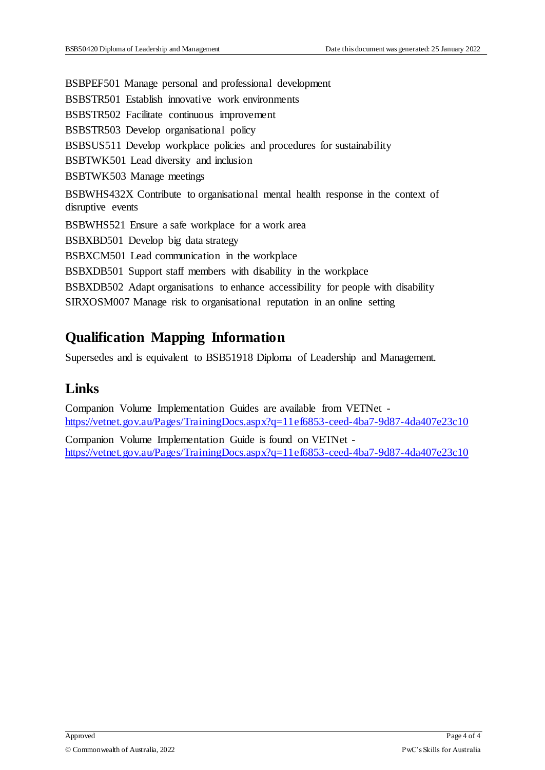BSBPEF501 Manage personal and professional development

BSBSTR501 Establish innovative work environments

BSBSTR502 Facilitate continuous improvement

BSBSTR503 Develop organisational policy

BSBSUS511 Develop workplace policies and procedures for sustainability

BSBTWK501 Lead diversity and inclusion

BSBTWK503 Manage meetings

BSBWHS432X Contribute to organisational mental health response in the context of disruptive events

BSBWHS521 Ensure a safe workplace for a work area

BSBXBD501 Develop big data strategy

BSBXCM501 Lead communication in the workplace

BSBXDB501 Support staff members with disability in the workplace

BSBXDB502 Adapt organisations to enhance accessibility for people with disability

SIRXOSM007 Manage risk to organisational reputation in an online setting

## Qualification Mapping Information

Supersedes and is equivalent to BSB51918 Diploma of Leadership and Management.

## Links

Companion Volume Implementation Guides are available from VETNet - https://vetnet.gov.au/Pages/TrainingDocs.aspx?q=11ef6853-ceed-4ba7-9d87-4da407e23c10

Companion Volume Implementation Guide is found on VETNet - https://vetnet.gov.au/Pages/TrainingDocs.aspx?q=11ef6853-ceed-4ba7-9d87-4da407e23c10